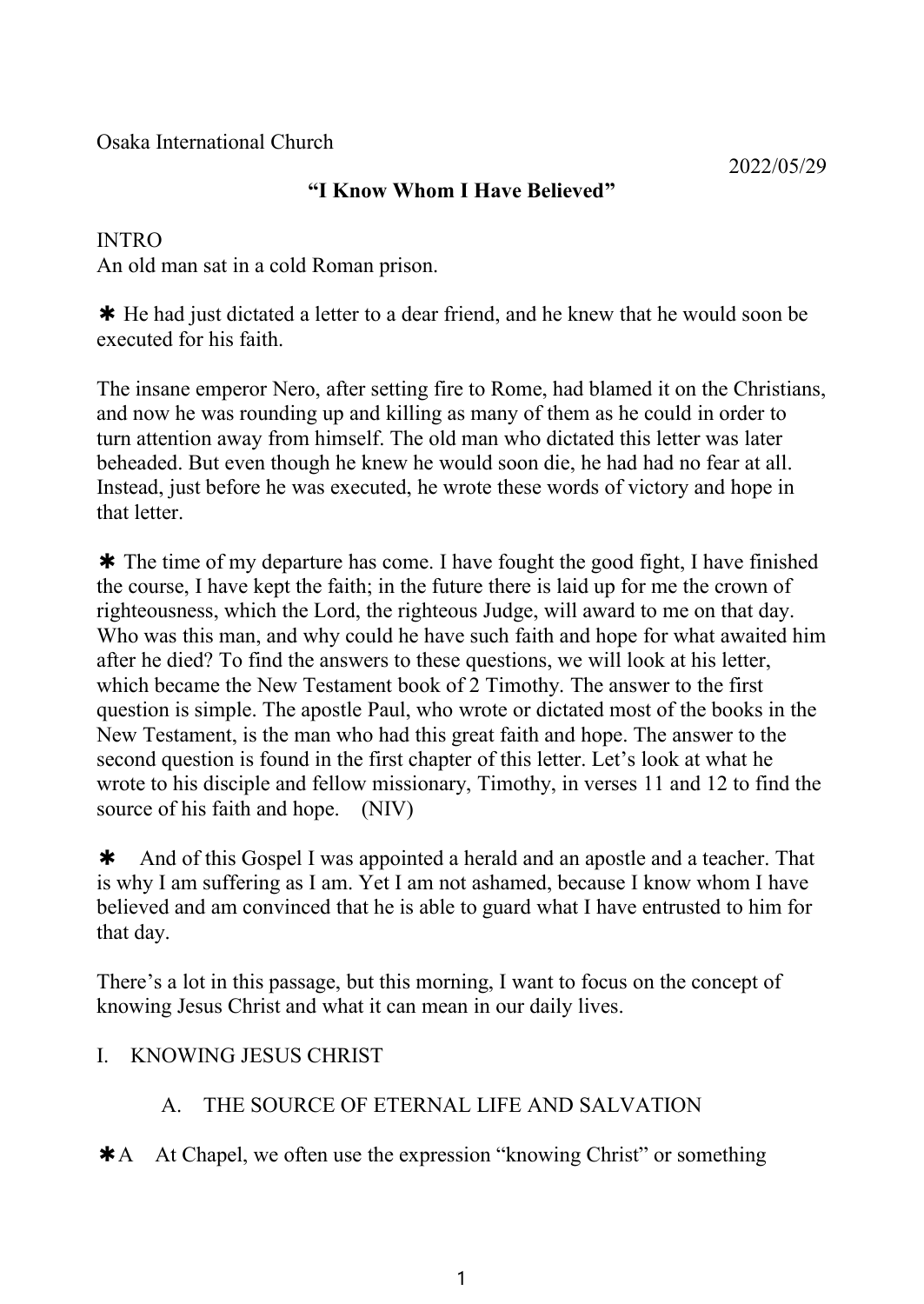Osaka International Church

2022/05/29

**"I Know Whom I Have Believed"**

INTRO

An old man sat in a cold Roman prison.

✱ He had just dictated a letter to a dear friend, and he knew that he would soon be executed for his faith.

The insane emperor Nero, after setting fire to Rome, had blamed it on the Christians, and now he was rounding up and killing as many of them as he could in order to turn attention away from himself. The old man who dictated this letter was later beheaded. But even though he knew he would soon die, he had had no fear at all. Instead, just before he was executed, he wrote these words of victory and hope in that letter.

✱ The time of my departure has come. I have fought the good fight, I have finished the course, I have kept the faith; in the future there is laid up for me the crown of righteousness, which the Lord, the righteous Judge, will award to me on that day. Who was this man, and why could he have such faith and hope for what awaited him after he died? To find the answers to these questions, we will look at his letter, which became the New Testament book of 2 Timothy. The answer to the first question is simple. The apostle Paul, who wrote or dictated most of the books in the New Testament, is the man who had this great faith and hope. The answer to the second question is found in the first chapter of this letter. Let's look at what he wrote to his disciple and fellow missionary, Timothy, in verses 11 and 12 to find the source of his faith and hope. (NIV)

✱ And of this Gospel I was appointed a herald and an apostle and a teacher. That is why I am suffering as I am. Yet I am not ashamed, because I know whom I have believed and am convinced that he is able to guard what I have entrusted to him for that day.

There's a lot in this passage, but this morning, I want to focus on the concept of knowing Jesus Christ and what it can mean in our daily lives.

I. KNOWING JESUS CHRIST

A. THE SOURCE OF ETERNAL LIFE AND SALVATION

✱A At Chapel, we often use the expression "knowing Christ" or something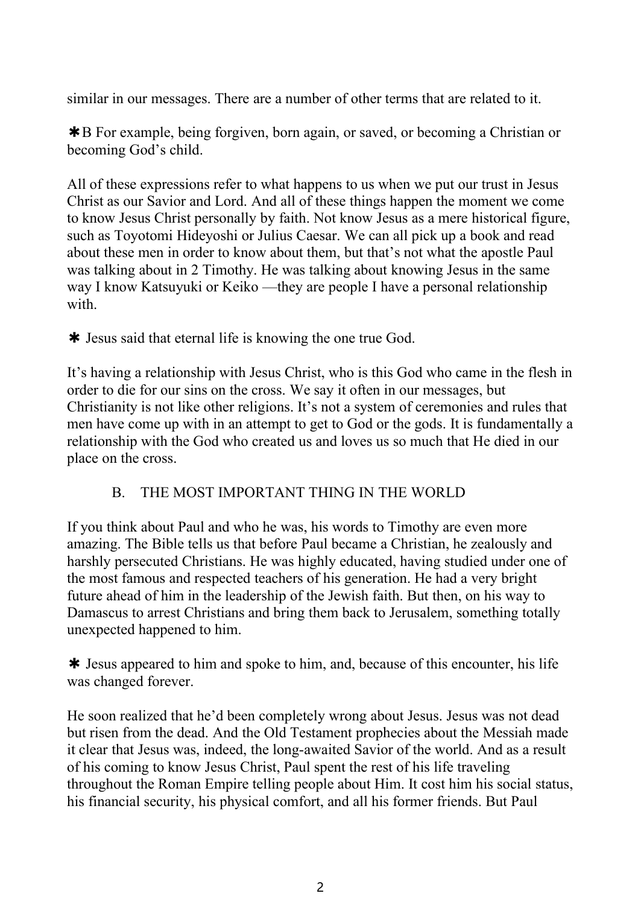similar in our messages. There are a number of other terms that are related to it.

✱B For example, being forgiven, born again, or saved, or becoming a Christian or becoming God's child.

All of these expressions refer to what happens to us when we put our trust in Jesus Christ as our Savior and Lord. And all of these things happen the moment we come to know Jesus Christ personally by faith. Not know Jesus as a mere historical figure, such as Toyotomi Hideyoshi or Julius Caesar. We can all pick up a book and read about these men in order to know about them, but that's not what the apostle Paul was talking about in 2 Timothy. He was talking about knowing Jesus in the same way I know Katsuyuki or Keiko —they are people I have a personal relationship with.

✱ Jesus said that eternal life is knowing the one true God.

It's having a relationship with Jesus Christ, who is this God who came in the flesh in order to die for our sins on the cross. We say it often in our messages, but Christianity is not like other religions. It's not a system of ceremonies and rules that men have come up with in an attempt to get to God or the gods. It is fundamentally a relationship with the God who created us and loves us so much that He died in our place on the cross.

## B. THE MOST IMPORTANT THING IN THE WORLD

If you think about Paul and who he was, his words to Timothy are even more amazing. The Bible tells us that before Paul became a Christian, he zealously and harshly persecuted Christians. He was highly educated, having studied under one of the most famous and respected teachers of his generation. He had a very bright future ahead of him in the leadership of the Jewish faith. But then, on his way to Damascus to arrest Christians and bring them back to Jerusalem, something totally unexpected happened to him.

✱ Jesus appeared to him and spoke to him, and, because of this encounter, his life was changed forever.

He soon realized that he'd been completely wrong about Jesus. Jesus was not dead but risen from the dead. And the Old Testament prophecies about the Messiah made it clear that Jesus was, indeed, the long-awaited Savior of the world. And as a result of his coming to know Jesus Christ, Paul spent the rest of his life traveling throughout the Roman Empire telling people about Him. It cost him his social status, his financial security, his physical comfort, and all his former friends. But Paul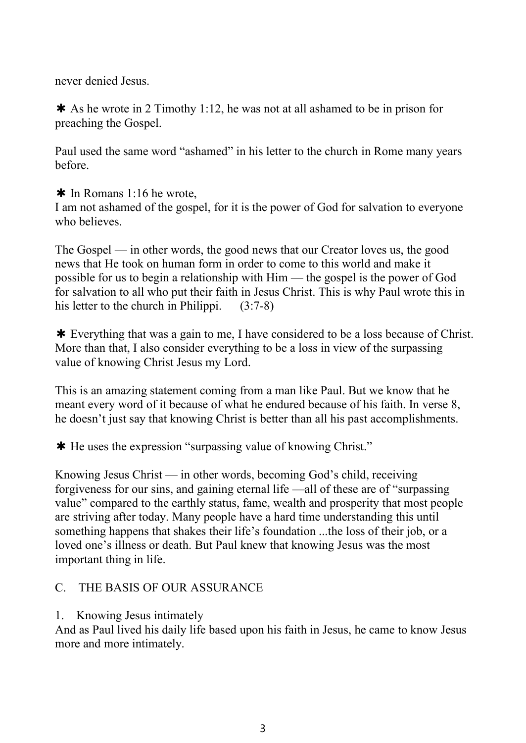never denied Jesus.

✱ As he wrote in 2 Timothy 1:12, he was not at all ashamed to be in prison for preaching the Gospel.

Paul used the same word “ashamed” in his letter to the church in Rome many years before.

✱ In Romans 1:16 he wrote,
I am not ashamed of the gospel, for it is the power of God for salvation to everyone who believes.

The Gospel — in other words, the good news that our Creator loves us, the good news that He took on human form in order to come to this world and make it possible for us to begin a relationship with Him — the gospel is the power of God for salvation to all who put their faith in Jesus Christ. This is why Paul wrote this in his letter to the church in Philippi. (3:7-8)

✱ Everything that was a gain to me, I have considered to be a loss because of Christ. More than that, I also consider everything to be a loss in view of the surpassing value of knowing Christ Jesus my Lord.

This is an amazing statement coming from a man like Paul. But we know that he meant every word of it because of what he endured because of his faith. In verse 8, he doesn’t just say that knowing Christ is better than all his past accomplishments.

✱ He uses the expression “surpassing value of knowing Christ.”

Knowing Jesus Christ — in other words, becoming God’s child, receiving forgiveness for our sins, and gaining eternal life —all of these are of “surpassing value” compared to the earthly status, fame, wealth and prosperity that most people are striving after today. Many people have a hard time understanding this until something happens that shakes their life’s foundation ...the loss of their job, or a loved one’s illness or death. But Paul knew that knowing Jesus was the most important thing in life.

## C. THE BASIS OF OUR ASSURANCE

### 1. Knowing Jesus intimately

And as Paul lived his daily life based upon his faith in Jesus, he came to know Jesus more and more intimately.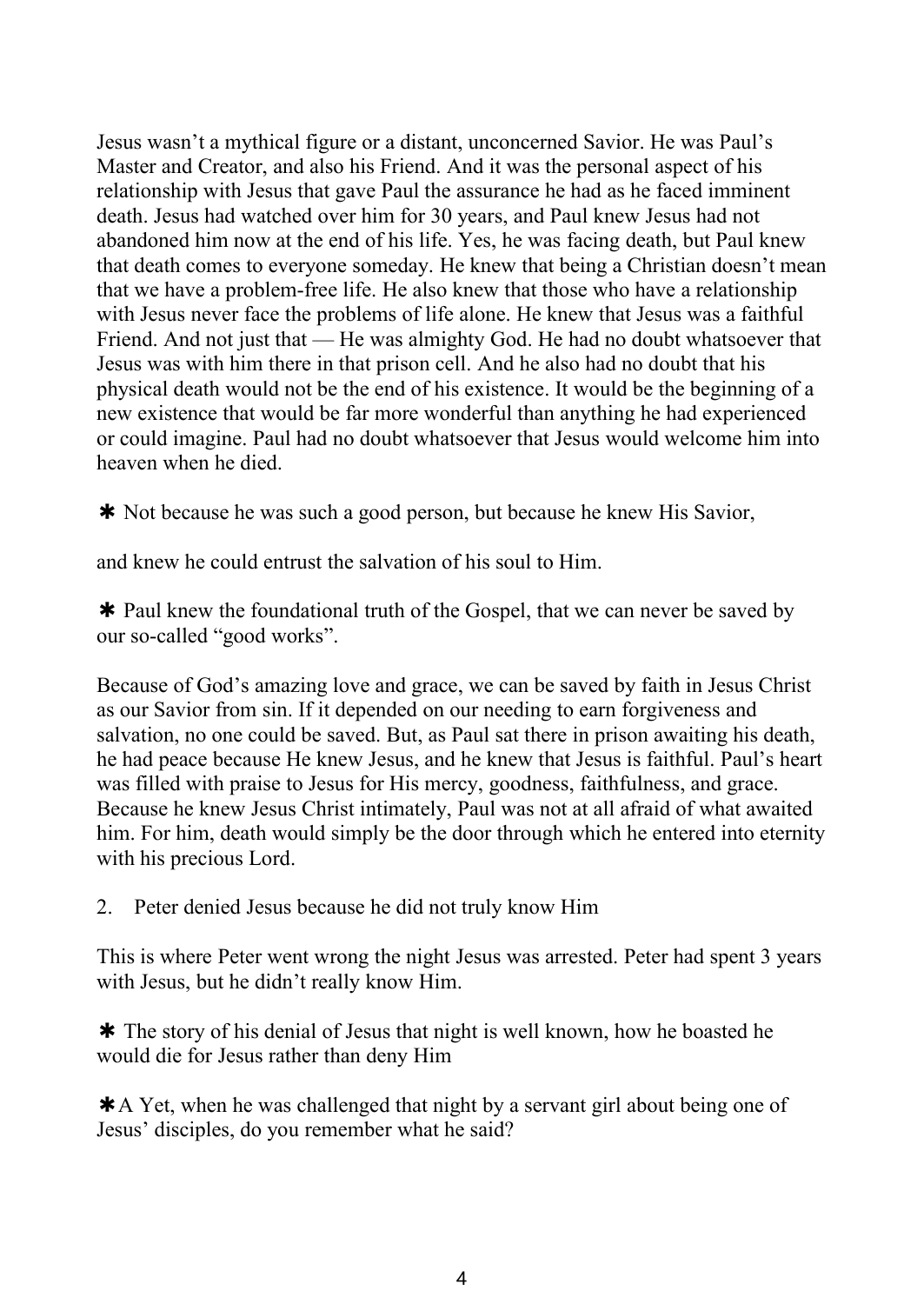Jesus wasn't a mythical figure or a distant, unconcerned Savior. He was Paul's Master and Creator, and also his Friend. And it was the personal aspect of his relationship with Jesus that gave Paul the assurance he had as he faced imminent death. Jesus had watched over him for 30 years, and Paul knew Jesus had not abandoned him now at the end of his life. Yes, he was facing death, but Paul knew that death comes to everyone someday. He knew that being a Christian doesn't mean that we have a problem-free life. He also knew that those who have a relationship with Jesus never face the problems of life alone. He knew that Jesus was a faithful Friend. And not just that — He was almighty God. He had no doubt whatsoever that Jesus was with him there in that prison cell. And he also had no doubt that his physical death would not be the end of his existence. It would be the beginning of a new existence that would be far more wonderful than anything he had experienced or could imagine. Paul had no doubt whatsoever that Jesus would welcome him into heaven when he died.

✱ Not because he was such a good person, but because he knew His Savior,

and knew he could entrust the salvation of his soul to Him.

✱ Paul knew the foundational truth of the Gospel, that we can never be saved by our so-called "good works".

Because of God's amazing love and grace, we can be saved by faith in Jesus Christ as our Savior from sin. If it depended on our needing to earn forgiveness and salvation, no one could be saved. But, as Paul sat there in prison awaiting his death, he had peace because He knew Jesus, and he knew that Jesus is faithful. Paul's heart was filled with praise to Jesus for His mercy, goodness, faithfulness, and grace. Because he knew Jesus Christ intimately, Paul was not at all afraid of what awaited him. For him, death would simply be the door through which he entered into eternity with his precious Lord.

2. Peter denied Jesus because he did not truly know Him

This is where Peter went wrong the night Jesus was arrested. Peter had spent 3 years with Jesus, but he didn't really know Him.

✱ The story of his denial of Jesus that night is well known, how he boasted he would die for Jesus rather than deny Him

✱A Yet, when he was challenged that night by a servant girl about being one of Jesus' disciples, do you remember what he said?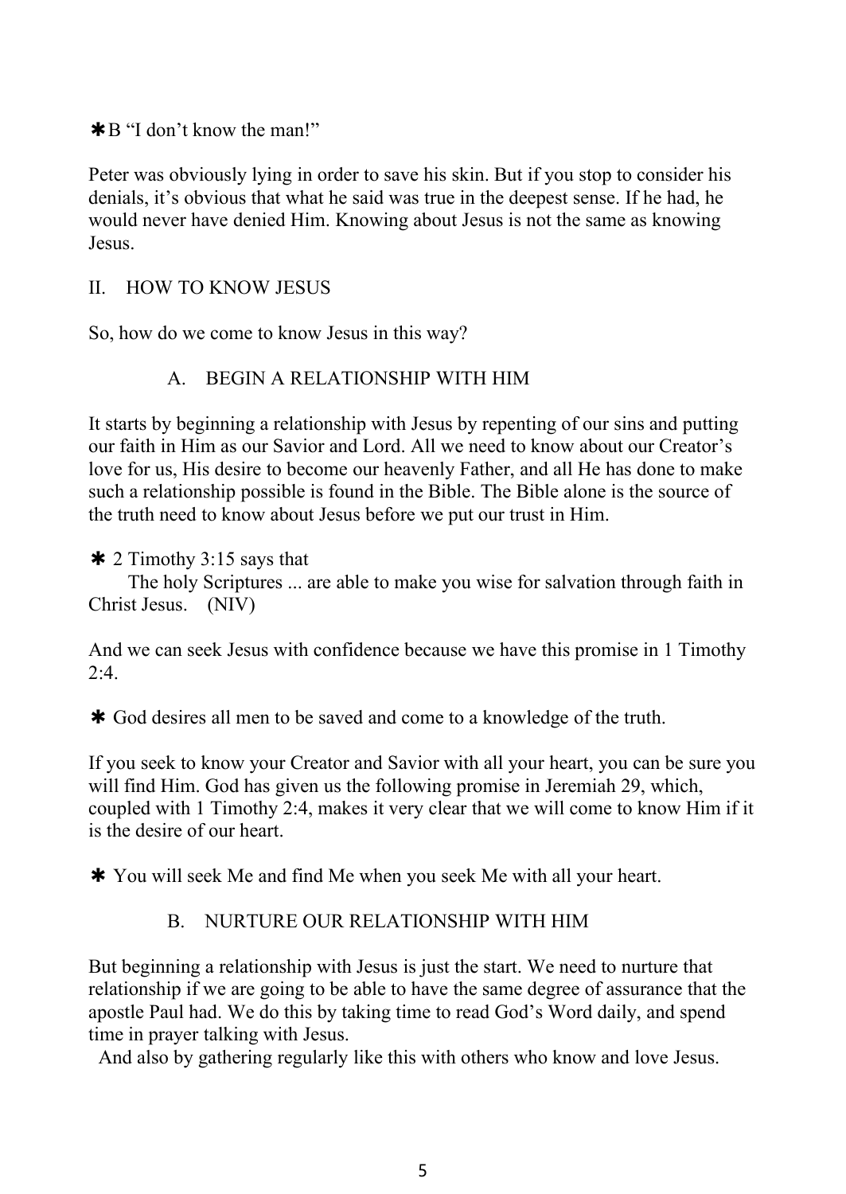✱B "I don't know the man!"

Peter was obviously lying in order to save his skin. But if you stop to consider his denials, it's obvious that what he said was true in the deepest sense. If he had, he would never have denied Him. Knowing about Jesus is not the same as knowing Jesus.

## II. HOW TO KNOW JESUS

So, how do we come to know Jesus in this way?

### A. BEGIN A RELATIONSHIP WITH HIM

It starts by beginning a relationship with Jesus by repenting of our sins and putting our faith in Him as our Savior and Lord. All we need to know about our Creator's love for us, His desire to become our heavenly Father, and all He has done to make such a relationship possible is found in the Bible. The Bible alone is the source of the truth need to know about Jesus before we put our trust in Him.

✱ 2 Timothy 3:15 says that

The holy Scriptures ... are able to make you wise for salvation through faith in Christ Jesus. (NIV)

And we can seek Jesus with confidence because we have this promise in 1 Timothy 2:4.

✱ God desires all men to be saved and come to a knowledge of the truth.

If you seek to know your Creator and Savior with all your heart, you can be sure you will find Him. God has given us the following promise in Jeremiah 29, which, coupled with 1 Timothy 2:4, makes it very clear that we will come to know Him if it is the desire of our heart.

✱ You will seek Me and find Me when you seek Me with all your heart.

### B. NURTURE OUR RELATIONSHIP WITH HIM

But beginning a relationship with Jesus is just the start. We need to nurture that relationship if we are going to be able to have the same degree of assurance that the apostle Paul had. We do this by taking time to read God's Word daily, and spend time in prayer talking with Jesus.

And also by gathering regularly like this with others who know and love Jesus.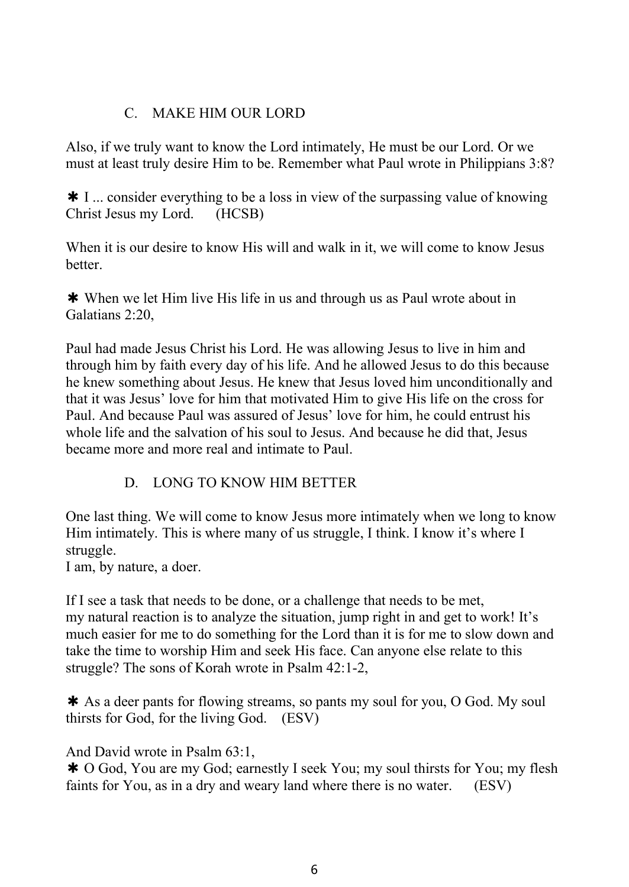## C. MAKE HIM OUR LORD

Also, if we truly want to know the Lord intimately, He must be our Lord. Or we must at least truly desire Him to be. Remember what Paul wrote in Philippians 3:8?

✱ I ... consider everything to be a loss in view of the surpassing value of knowing Christ Jesus my Lord. (HCSB)

When it is our desire to know His will and walk in it, we will come to know Jesus better.

✱ When we let Him live His life in us and through us as Paul wrote about in Galatians 2:20,

Paul had made Jesus Christ his Lord. He was allowing Jesus to live in him and through him by faith every day of his life. And he allowed Jesus to do this because he knew something about Jesus. He knew that Jesus loved him unconditionally and that it was Jesus' love for him that motivated Him to give His life on the cross for Paul. And because Paul was assured of Jesus' love for him, he could entrust his whole life and the salvation of his soul to Jesus. And because he did that, Jesus became more and more real and intimate to Paul.

## D. LONG TO KNOW HIM BETTER

One last thing. We will come to know Jesus more intimately when we long to know Him intimately. This is where many of us struggle, I think. I know it's where I struggle.
I am, by nature, a doer.

If I see a task that needs to be done, or a challenge that needs to be met, my natural reaction is to analyze the situation, jump right in and get to work! It's much easier for me to do something for the Lord than it is for me to slow down and take the time to worship Him and seek His face. Can anyone else relate to this struggle? The sons of Korah wrote in Psalm 42:1-2,

✱ As a deer pants for flowing streams, so pants my soul for you, O God. My soul thirsts for God, for the living God. (ESV)

And David wrote in Psalm 63:1,
✱ O God, You are my God; earnestly I seek You; my soul thirsts for You; my flesh faints for You, as in a dry and weary land where there is no water. (ESV)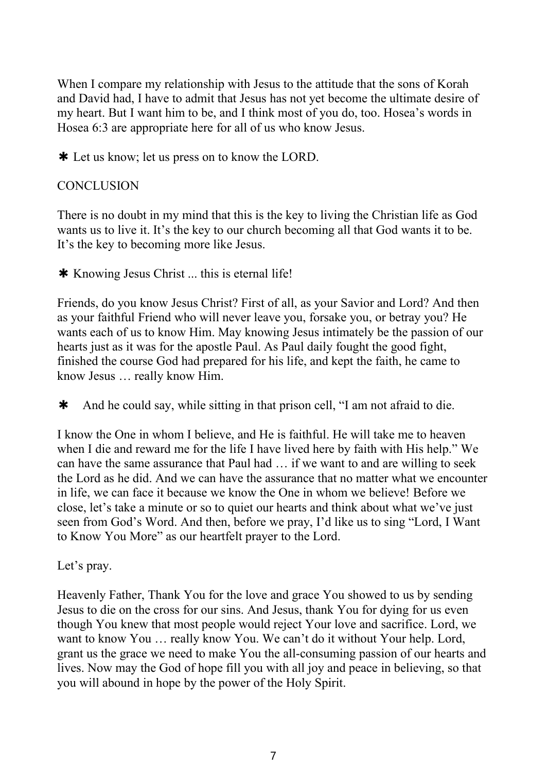When I compare my relationship with Jesus to the attitude that the sons of Korah and David had, I have to admit that Jesus has not yet become the ultimate desire of my heart. But I want him to be, and I think most of you do, too. Hosea's words in Hosea 6:3 are appropriate here for all of us who know Jesus.

✱ Let us know; let us press on to know the LORD.

## CONCLUSION

There is no doubt in my mind that this is the key to living the Christian life as God wants us to live it. It's the key to our church becoming all that God wants it to be. It's the key to becoming more like Jesus.

✱ Knowing Jesus Christ ... this is eternal life!

Friends, do you know Jesus Christ? First of all, as your Savior and Lord? And then as your faithful Friend who will never leave you, forsake you, or betray you? He wants each of us to know Him. May knowing Jesus intimately be the passion of our hearts just as it was for the apostle Paul. As Paul daily fought the good fight, finished the course God had prepared for his life, and kept the faith, he came to know Jesus … really know Him.

✱ And he could say, while sitting in that prison cell, "I am not afraid to die.

I know the One in whom I believe, and He is faithful. He will take me to heaven when I die and reward me for the life I have lived here by faith with His help." We can have the same assurance that Paul had … if we want to and are willing to seek the Lord as he did. And we can have the assurance that no matter what we encounter in life, we can face it because we know the One in whom we believe! Before we close, let's take a minute or so to quiet our hearts and think about what we've just seen from God's Word. And then, before we pray, I'd like us to sing "Lord, I Want to Know You More" as our heartfelt prayer to the Lord.

Let's pray.

Heavenly Father, Thank You for the love and grace You showed to us by sending Jesus to die on the cross for our sins. And Jesus, thank You for dying for us even though You knew that most people would reject Your love and sacrifice. Lord, we want to know You … really know You. We can't do it without Your help. Lord, grant us the grace we need to make You the all-consuming passion of our hearts and lives. Now may the God of hope fill you with all joy and peace in believing, so that you will abound in hope by the power of the Holy Spirit.